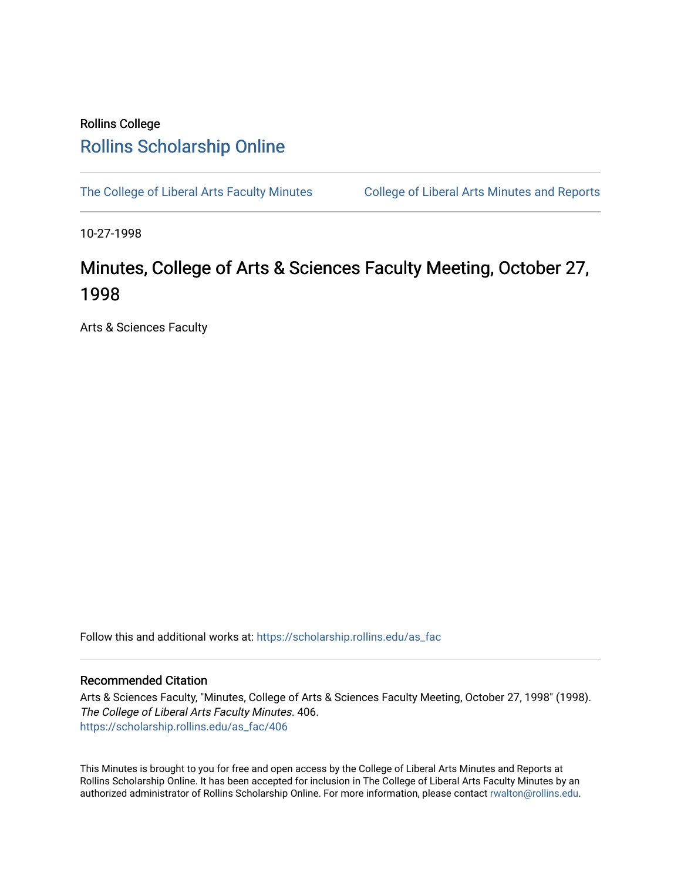Rollins College

# Rollins Scholarship Online

The College of Liberal Arts Faculty Minutes | College of Liberal Arts Minutes and Reports

10-27-1998

# Minutes, College of Arts & Sciences Faculty Meeting, October 27, 1998

Arts & Sciences Faculty

Follow this and additional works at: https://scholarship.rollins.edu/as_fac

## Recommended Citation

Arts & Sciences Faculty, "Minutes, College of Arts & Sciences Faculty Meeting, October 27, 1998" (1998). *The College of Liberal Arts Faculty Minutes*. 406.
https://scholarship.rollins.edu/as_fac/406

This Minutes is brought to you for free and open access by the College of Liberal Arts Minutes and Reports at Rollins Scholarship Online. It has been accepted for inclusion in The College of Liberal Arts Faculty Minutes by an authorized administrator of Rollins Scholarship Online. For more information, please contact rwalton@rollins.edu.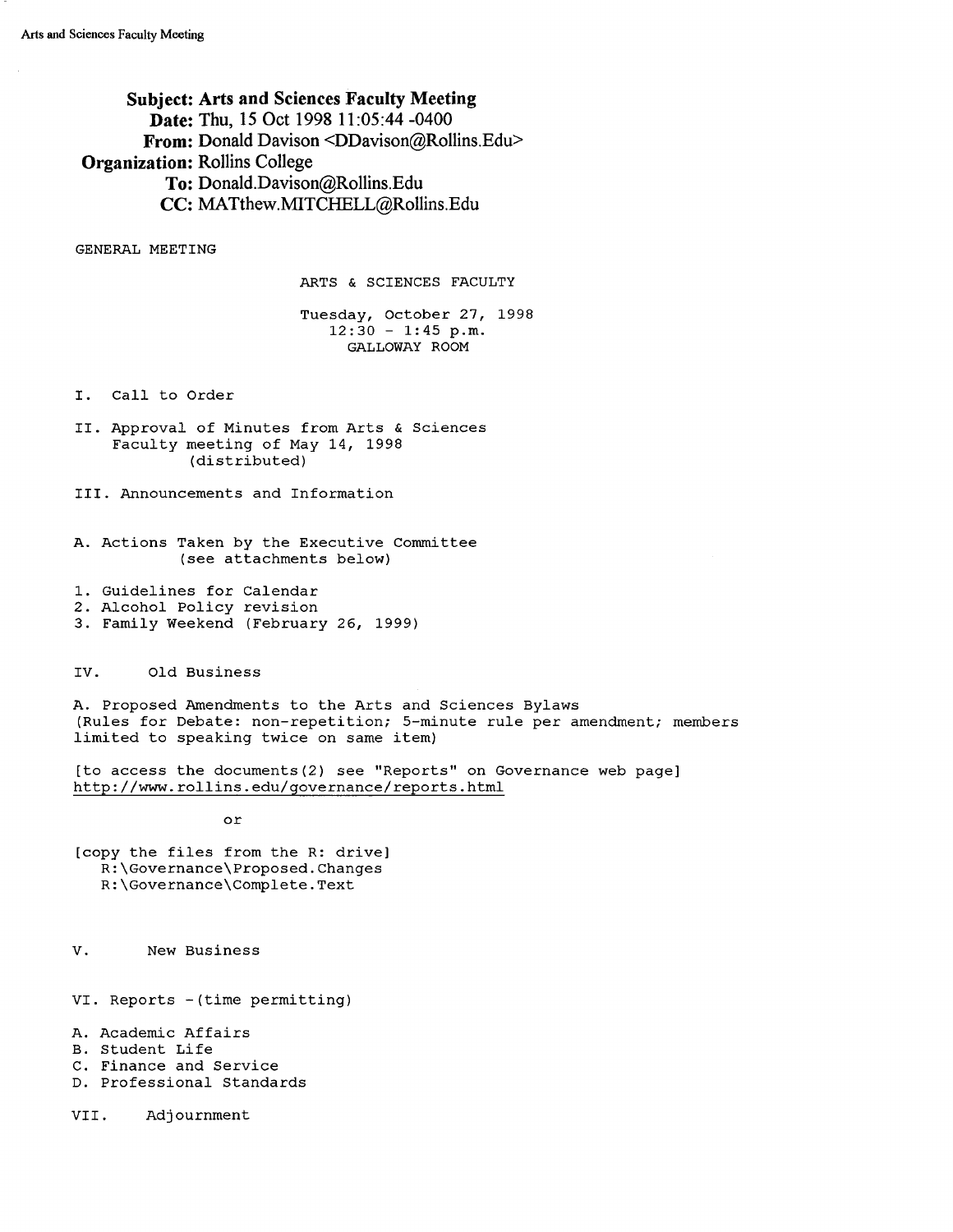**Subject:** Arts and Sciences Faculty Meeting
**Date:** Thu, 15 Oct 1998 11:05:44 -0400
**From:** Donald Davison <DDavison@Rollins.Edu>
**Organization:** Rollins College
**To:** Donald.Davison@Rollins.Edu
**CC:** MATthew.MITCHELL@Rollins.Edu

GENERAL MEETING

ARTS & SCIENCES FACULTY

Tuesday, October 27, 1998
12:30 - 1:45 p.m.
GALLOWAY ROOM

I. Call to Order

II. Approval of Minutes from Arts & Sciences Faculty meeting of May 14, 1998 (distributed)

III. Announcements and Information

A. Actions Taken by the Executive Committee (see attachments below)

1. Guidelines for Calendar
2. Alcohol Policy revision
3. Family Weekend (February 26, 1999)

IV. Old Business

A. Proposed Amendments to the Arts and Sciences Bylaws
(Rules for Debate: non-repetition; 5-minute rule per amendment; members limited to speaking twice on same item)

[to access the documents(2) see "Reports" on Governance web page]
http://www.rollins.edu/governance/reports.html

or

[copy the files from the R: drive]
R:\Governance\Proposed.Changes
R:\Governance\Complete.Text

V. New Business

VI. Reports -(time permitting)

A. Academic Affairs
B. Student Life
C. Finance and Service
D. Professional Standards

VII. Adjournment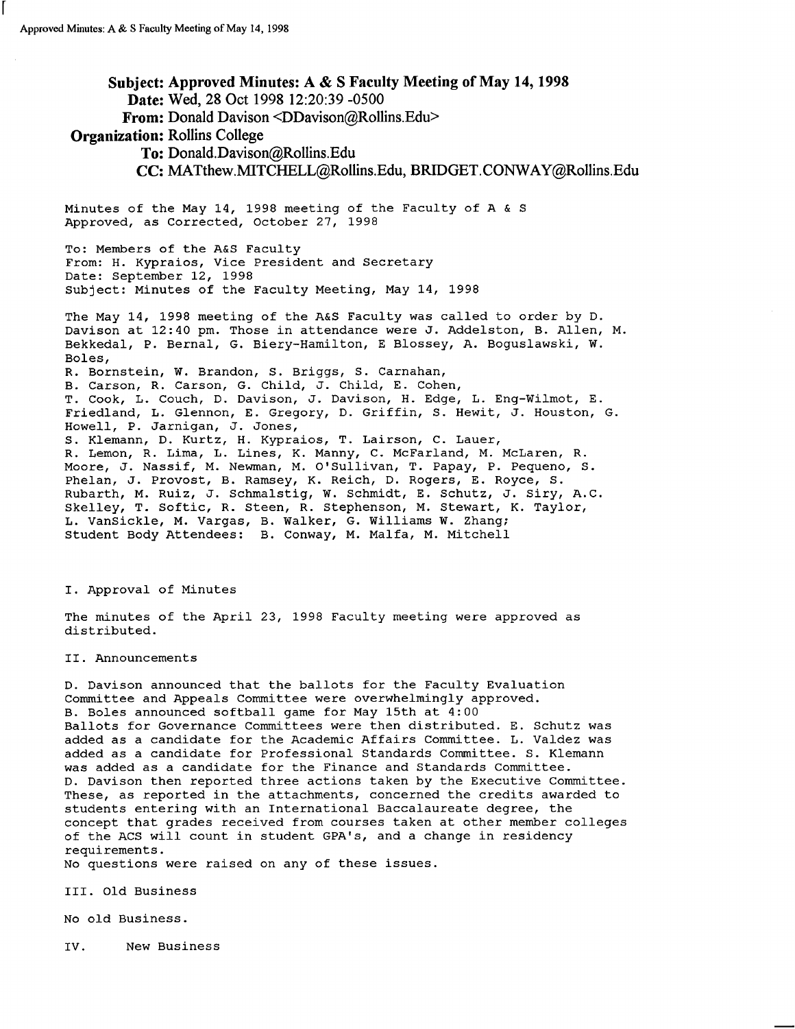**Subject: Approved Minutes: A & S Faculty Meeting of May 14, 1998**
**Date:** Wed, 28 Oct 1998 12:20:39 -0500
**From:** Donald Davison <DDavison@Rollins.Edu>
**Organization:** Rollins College
**To:** Donald.Davison@Rollins.Edu
**CC:** MATthew.MITCHELL@Rollins.Edu, BRIDGET.CONWAY@Rollins.Edu

Minutes of the May 14, 1998 meeting of the Faculty of A & S
Approved, as Corrected, October 27, 1998

To: Members of the A&S Faculty
From: H. Kypraios, Vice President and Secretary
Date: September 12, 1998
Subject: Minutes of the Faculty Meeting, May 14, 1998

The May 14, 1998 meeting of the A&S Faculty was called to order by D. Davison at 12:40 pm. Those in attendance were J. Addelston, B. Allen, M. Bekkedal, P. Bernal, G. Biery-Hamilton, E Blossey, A. Boguslawski, W. Boles, R. Bornstein, W. Brandon, S. Briggs, S. Carnahan, B. Carson, R. Carson, G. Child, J. Child, E. Cohen, T. Cook, L. Couch, D. Davison, J. Davison, H. Edge, L. Eng-Wilmot, E. Friedland, L. Glennon, E. Gregory, D. Griffin, S. Hewit, J. Houston, G. Howell, P. Jarnigan, J. Jones, S. Klemann, D. Kurtz, H. Kypraios, T. Lairson, C. Lauer, R. Lemon, R. Lima, L. Lines, K. Manny, C. McFarland, M. McLaren, R. Moore, J. Nassif, M. Newman, M. O'Sullivan, T. Papay, P. Pequeno, S. Phelan, J. Provost, B. Ramsey, K. Reich, D. Rogers, E. Royce, S. Rubarth, M. Ruiz, J. Schmalstig, W. Schmidt, E. Schutz, J. Siry, A.C. Skelley, T. Softic, R. Steen, R. Stephenson, M. Stewart, K. Taylor, L. VanSickle, M. Vargas, B. Walker, G. Williams W. Zhang;
Student Body Attendees: B. Conway, M. Malfa, M. Mitchell

I. Approval of Minutes

The minutes of the April 23, 1998 Faculty meeting were approved as distributed.

II. Announcements

D. Davison announced that the ballots for the Faculty Evaluation Committee and Appeals Committee were overwhelmingly approved.
B. Boles announced softball game for May 15th at 4:00
Ballots for Governance Committees were then distributed. E. Schutz was added as a candidate for the Academic Affairs Committee. L. Valdez was added as a candidate for Professional Standards Committee. S. Klemann was added as a candidate for the Finance and Standards Committee.
D. Davison then reported three actions taken by the Executive Committee. These, as reported in the attachments, concerned the credits awarded to students entering with an International Baccalaureate degree, the concept that grades received from courses taken at other member colleges of the ACS will count in student GPA's, and a change in residency requirements.
No questions were raised on any of these issues.

III. Old Business

No old Business.

IV. New Business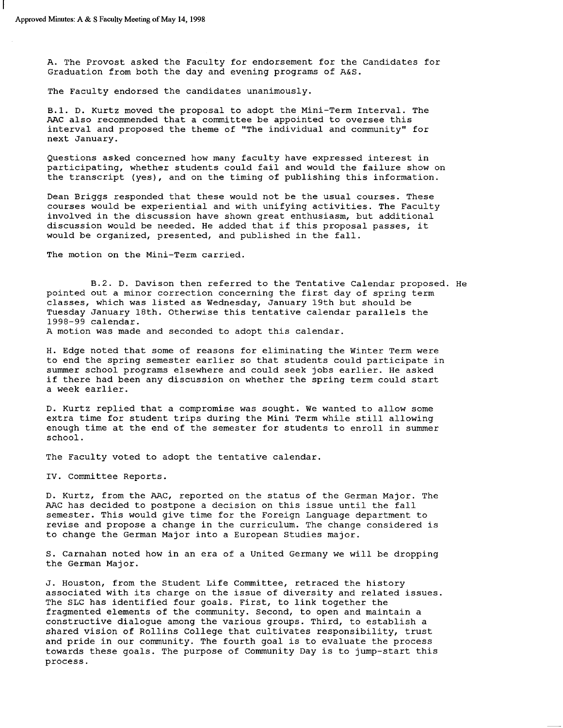A. The Provost asked the Faculty for endorsement for the Candidates for Graduation from both the day and evening programs of A&S.

The Faculty endorsed the candidates unanimously.

B.1. D. Kurtz moved the proposal to adopt the Mini-Term Interval. The AAC also recommended that a committee be appointed to oversee this interval and proposed the theme of "The individual and community" for next January.

Questions asked concerned how many faculty have expressed interest in participating, whether students could fail and would the failure show on the transcript (yes), and on the timing of publishing this information.

Dean Briggs responded that these would not be the usual courses. These courses would be experiential and with unifying activities. The Faculty involved in the discussion have shown great enthusiasm, but additional discussion would be needed. He added that if this proposal passes, it would be organized, presented, and published in the fall.

The motion on the Mini-Term carried.

B.2. D. Davison then referred to the Tentative Calendar proposed. He pointed out a minor correction concerning the first day of spring term classes, which was listed as Wednesday, January 19th but should be Tuesday January 18th. Otherwise this tentative calendar parallels the 1998-99 calendar.
A motion was made and seconded to adopt this calendar.

H. Edge noted that some of reasons for eliminating the Winter Term were to end the spring semester earlier so that students could participate in summer school programs elsewhere and could seek jobs earlier. He asked if there had been any discussion on whether the spring term could start a week earlier.

D. Kurtz replied that a compromise was sought. We wanted to allow some extra time for student trips during the Mini Term while still allowing enough time at the end of the semester for students to enroll in summer school.

The Faculty voted to adopt the tentative calendar.

IV. Committee Reports.

D. Kurtz, from the AAC, reported on the status of the German Major. The AAC has decided to postpone a decision on this issue until the fall semester. This would give time for the Foreign Language department to revise and propose a change in the curriculum. The change considered is to change the German Major into a European Studies major.

S. Carnahan noted how in an era of a United Germany we will be dropping the German Major.

J. Houston, from the Student Life Committee, retraced the history associated with its charge on the issue of diversity and related issues. The SLC has identified four goals. First, to link together the fragmented elements of the community. Second, to open and maintain a constructive dialogue among the various groups. Third, to establish a shared vision of Rollins College that cultivates responsibility, trust and pride in our community. The fourth goal is to evaluate the process towards these goals. The purpose of Community Day is to jump-start this process.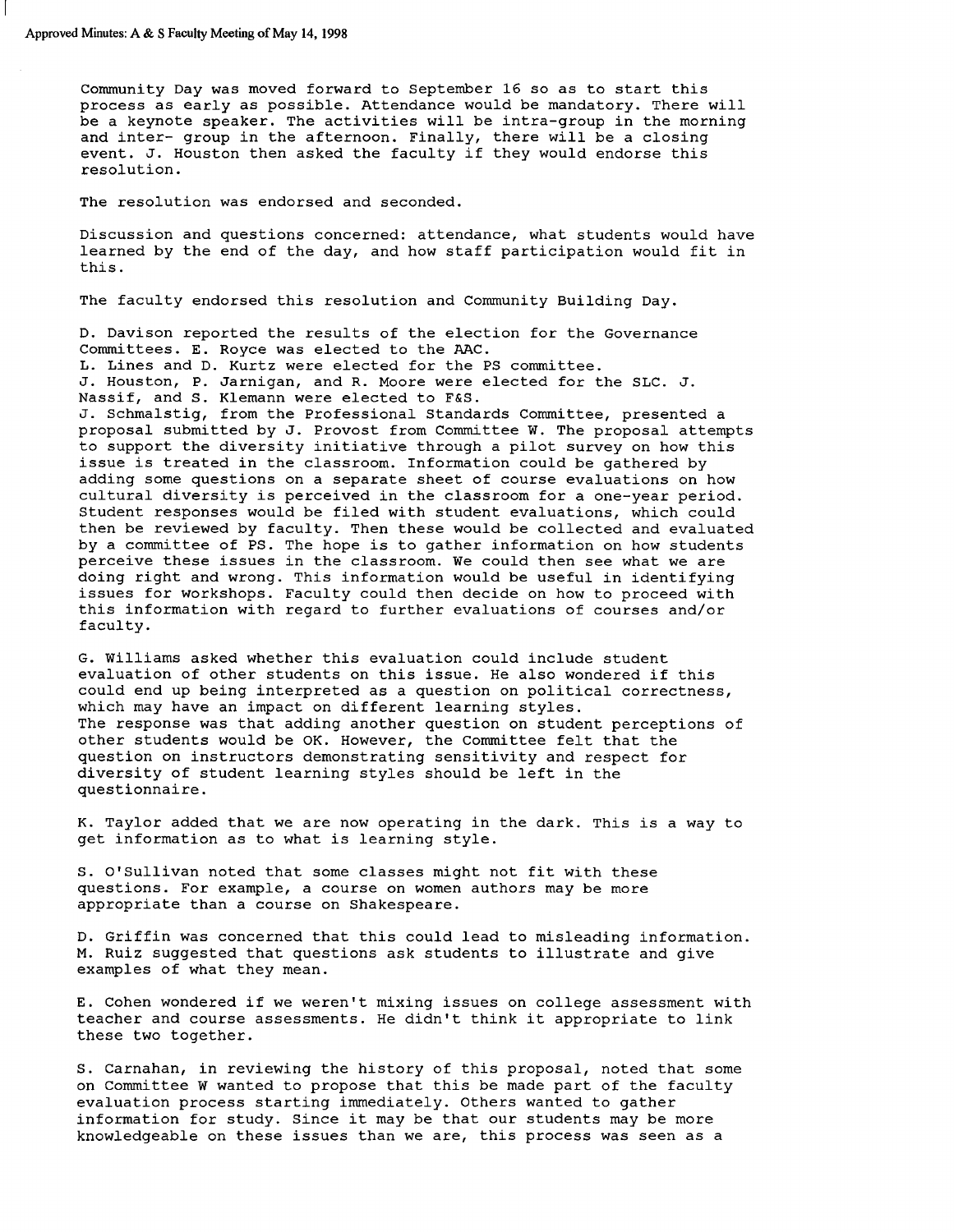Community Day was moved forward to September 16 so as to start this process as early as possible. Attendance would be mandatory. There will be a keynote speaker. The activities will be intra-group in the morning and inter- group in the afternoon. Finally, there will be a closing event. J. Houston then asked the faculty if they would endorse this resolution.

The resolution was endorsed and seconded.

Discussion and questions concerned: attendance, what students would have learned by the end of the day, and how staff participation would fit in this.

The faculty endorsed this resolution and Community Building Day.

D. Davison reported the results of the election for the Governance Committees. E. Royce was elected to the AAC.
L. Lines and D. Kurtz were elected for the PS committee.
J. Houston, P. Jarnigan, and R. Moore were elected for the SLC. J. Nassif, and S. Klemann were elected to F&S.
J. Schmalstig, from the Professional Standards Committee, presented a proposal submitted by J. Provost from Committee W. The proposal attempts to support the diversity initiative through a pilot survey on how this issue is treated in the classroom. Information could be gathered by adding some questions on a separate sheet of course evaluations on how cultural diversity is perceived in the classroom for a one-year period. Student responses would be filed with student evaluations, which could then be reviewed by faculty. Then these would be collected and evaluated by a committee of PS. The hope is to gather information on how students perceive these issues in the classroom. We could then see what we are doing right and wrong. This information would be useful in identifying issues for workshops. Faculty could then decide on how to proceed with this information with regard to further evaluations of courses and/or faculty.

G. Williams asked whether this evaluation could include student evaluation of other students on this issue. He also wondered if this could end up being interpreted as a question on political correctness, which may have an impact on different learning styles.
The response was that adding another question on student perceptions of other students would be OK. However, the Committee felt that the question on instructors demonstrating sensitivity and respect for diversity of student learning styles should be left in the questionnaire.

K. Taylor added that we are now operating in the dark. This is a way to get information as to what is learning style.

S. O'Sullivan noted that some classes might not fit with these questions. For example, a course on women authors may be more appropriate than a course on Shakespeare.

D. Griffin was concerned that this could lead to misleading information. M. Ruiz suggested that questions ask students to illustrate and give examples of what they mean.

E. Cohen wondered if we weren't mixing issues on college assessment with teacher and course assessments. He didn't think it appropriate to link these two together.

S. Carnahan, in reviewing the history of this proposal, noted that some on Committee W wanted to propose that this be made part of the faculty evaluation process starting immediately. Others wanted to gather information for study. Since it may be that our students may be more knowledgeable on these issues than we are, this process was seen as a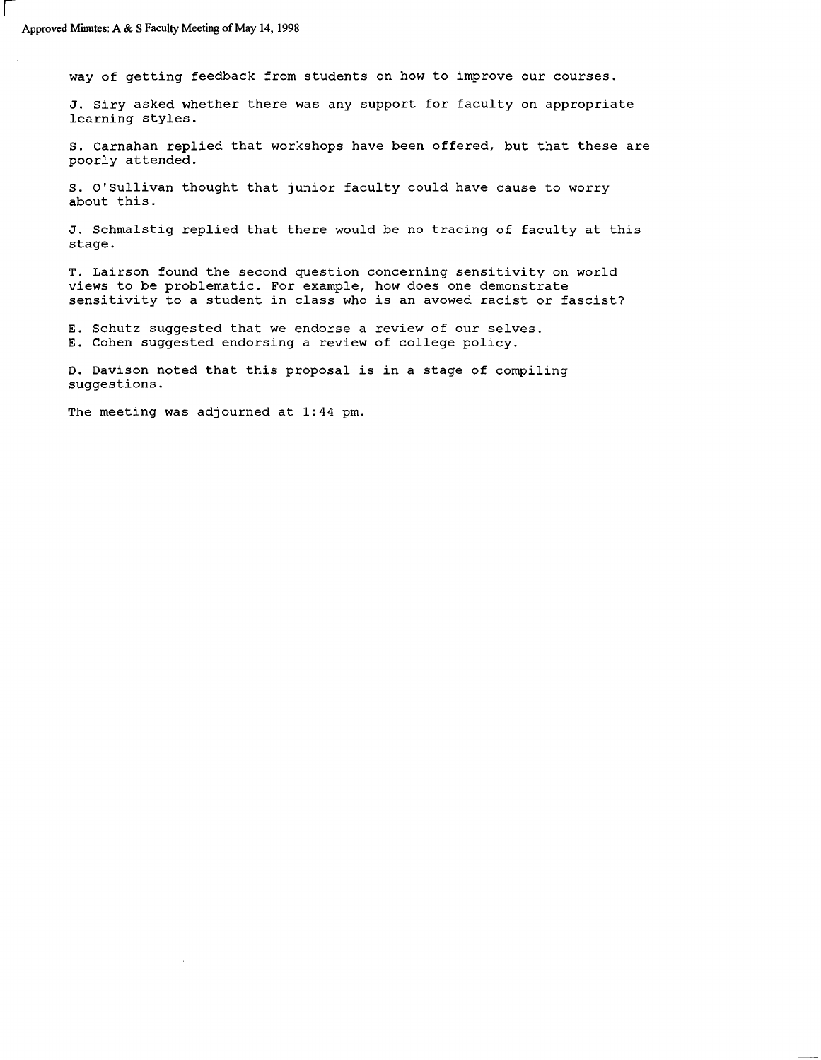way of getting feedback from students on how to improve our courses.

J. Siry asked whether there was any support for faculty on appropriate learning styles.

S. Carnahan replied that workshops have been offered, but that these are poorly attended.

S. O'Sullivan thought that junior faculty could have cause to worry about this.

J. Schmalstig replied that there would be no tracing of faculty at this stage.

T. Lairson found the second question concerning sensitivity on world views to be problematic. For example, how does one demonstrate sensitivity to a student in class who is an avowed racist or fascist?

E. Schutz suggested that we endorse a review of our selves.
E. Cohen suggested endorsing a review of college policy.

D. Davison noted that this proposal is in a stage of compiling suggestions.

The meeting was adjourned at 1:44 pm.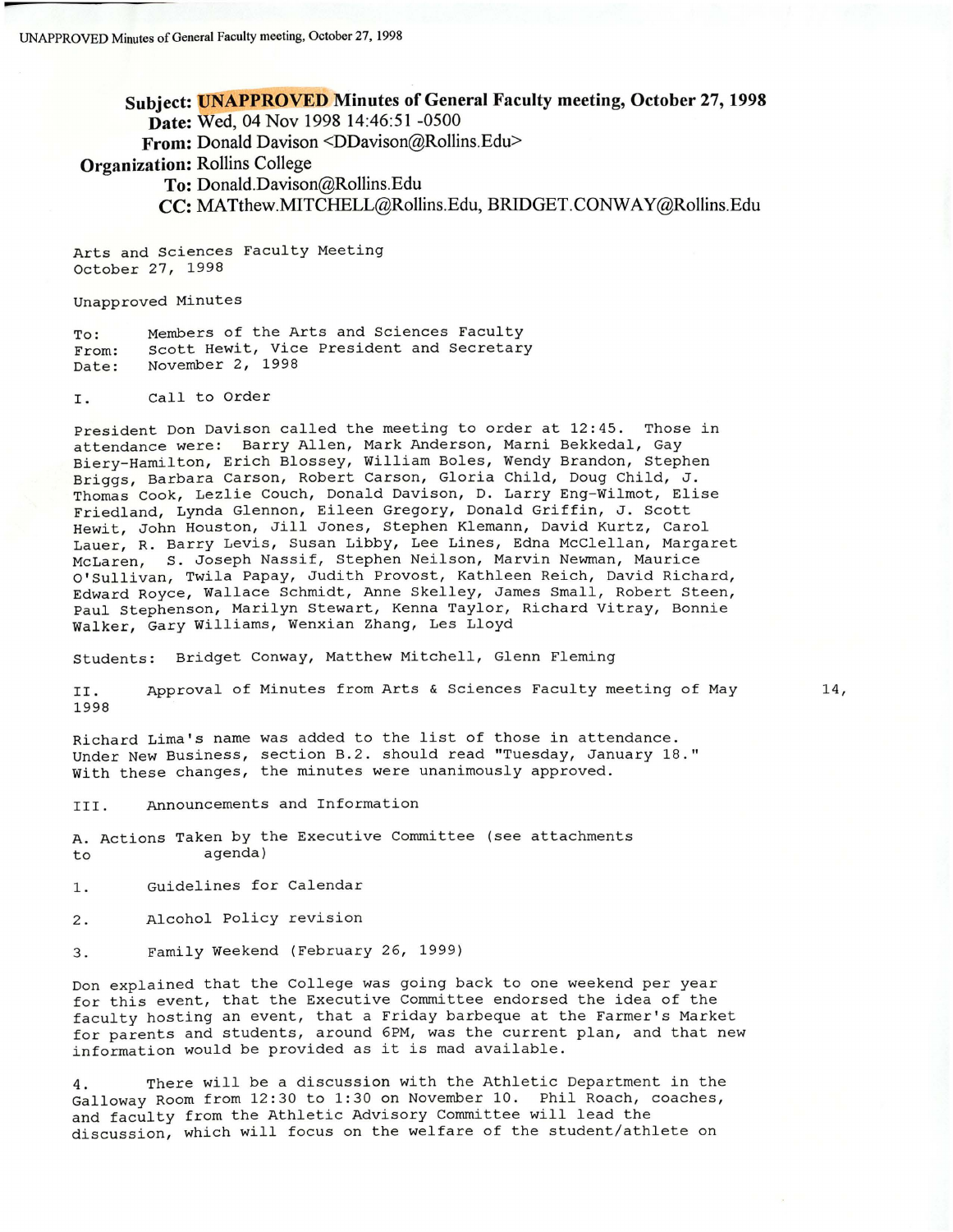**Subject:** UNAPPROVED Minutes of General Faculty meeting, October 27, 1998
**Date:** Wed, 04 Nov 1998 14:46:51 -0500
**From:** Donald Davison <DDavison@Rollins.Edu>
**Organization:** Rollins College
**To:** Donald.Davison@Rollins.Edu
**CC:** MATthew.MITCHELL@Rollins.Edu, BRIDGET.CONWAY@Rollins.Edu

Arts and Sciences Faculty Meeting
October 27, 1998

Unapproved Minutes

To: Members of the Arts and Sciences Faculty
From: Scott Hewit, Vice President and Secretary
Date: November 2, 1998

I. Call to Order

President Don Davison called the meeting to order at 12:45. Those in attendance were: Barry Allen, Mark Anderson, Marni Bekkedal, Gay Biery-Hamilton, Erich Blossey, William Boles, Wendy Brandon, Stephen Briggs, Barbara Carson, Robert Carson, Gloria Child, Doug Child, J. Thomas Cook, Lezlie Couch, Donald Davison, D. Larry Eng-Wilmot, Elise Friedland, Lynda Glennon, Eileen Gregory, Donald Griffin, J. Scott Hewit, John Houston, Jill Jones, Stephen Klemann, David Kurtz, Carol Lauer, R. Barry Levis, Susan Libby, Lee Lines, Edna McClellan, Margaret McLaren, S. Joseph Nassif, Stephen Neilson, Marvin Newman, Maurice O'Sullivan, Twila Papay, Judith Provost, Kathleen Reich, David Richard, Edward Royce, Wallace Schmidt, Anne Skelley, James Small, Robert Steen, Paul Stephenson, Marilyn Stewart, Kenna Taylor, Richard Vitray, Bonnie Walker, Gary Williams, Wenxian Zhang, Les Lloyd

Students: Bridget Conway, Matthew Mitchell, Glenn Fleming

II. Approval of Minutes from Arts & Sciences Faculty meeting of May 14, 1998

Richard Lima's name was added to the list of those in attendance. Under New Business, section B.2. should read "Tuesday, January 18." With these changes, the minutes were unanimously approved.

III. Announcements and Information

A. Actions Taken by the Executive Committee (see attachments to agenda)

1. Guidelines for Calendar

2. Alcohol Policy revision

3. Family Weekend (February 26, 1999)

Don explained that the College was going back to one weekend per year for this event, that the Executive Committee endorsed the idea of the faculty hosting an event, that a Friday barbeque at the Farmer's Market for parents and students, around 6PM, was the current plan, and that new information would be provided as it is mad available.

4. There will be a discussion with the Athletic Department in the Galloway Room from 12:30 to 1:30 on November 10. Phil Roach, coaches, and faculty from the Athletic Advisory Committee will lead the discussion, which will focus on the welfare of the student/athlete on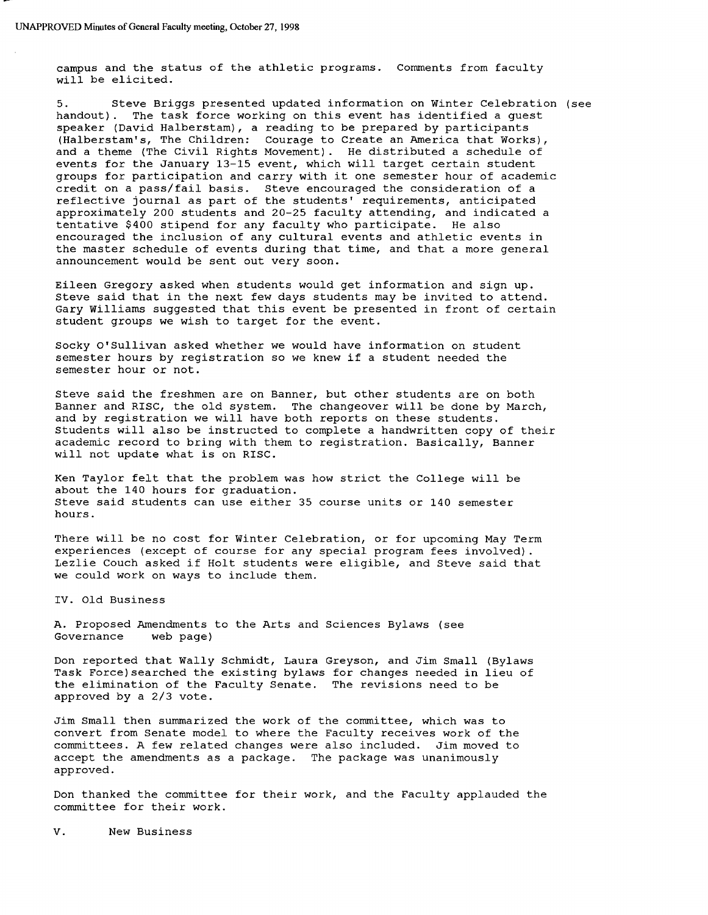campus and the status of the athletic programs. Comments from faculty will be elicited.

5. Steve Briggs presented updated information on Winter Celebration (see handout). The task force working on this event has identified a guest speaker (David Halberstam), a reading to be prepared by participants (Halberstam's, The Children: Courage to Create an America that Works), and a theme (The Civil Rights Movement). He distributed a schedule of events for the January 13-15 event, which will target certain student groups for participation and carry with it one semester hour of academic credit on a pass/fail basis. Steve encouraged the consideration of a reflective journal as part of the students' requirements, anticipated approximately 200 students and 20-25 faculty attending, and indicated a tentative $400 stipend for any faculty who participate. He also encouraged the inclusion of any cultural events and athletic events in the master schedule of events during that time, and that a more general announcement would be sent out very soon.

Eileen Gregory asked when students would get information and sign up. Steve said that in the next few days students may be invited to attend. Gary Williams suggested that this event be presented in front of certain student groups we wish to target for the event.

Socky O'Sullivan asked whether we would have information on student semester hours by registration so we knew if a student needed the semester hour or not.

Steve said the freshmen are on Banner, but other students are on both Banner and RISC, the old system. The changeover will be done by March, and by registration we will have both reports on these students. Students will also be instructed to complete a handwritten copy of their academic record to bring with them to registration. Basically, Banner will not update what is on RISC.

Ken Taylor felt that the problem was how strict the College will be about the 140 hours for graduation.
Steve said students can use either 35 course units or 140 semester hours.

There will be no cost for Winter Celebration, or for upcoming May Term experiences (except of course for any special program fees involved). Lezlie Couch asked if Holt students were eligible, and Steve said that we could work on ways to include them.

## IV. Old Business

### A. Proposed Amendments to the Arts and Sciences Bylaws (see Governance web page)

Don reported that Wally Schmidt, Laura Greyson, and Jim Small (Bylaws Task Force) searched the existing bylaws for changes needed in lieu of the elimination of the Faculty Senate. The revisions need to be approved by a 2/3 vote.

Jim Small then summarized the work of the committee, which was to convert from Senate model to where the Faculty receives work of the committees. A few related changes were also included. Jim moved to accept the amendments as a package. The package was unanimously approved.

Don thanked the committee for their work, and the Faculty applauded the committee for their work.

## V. New Business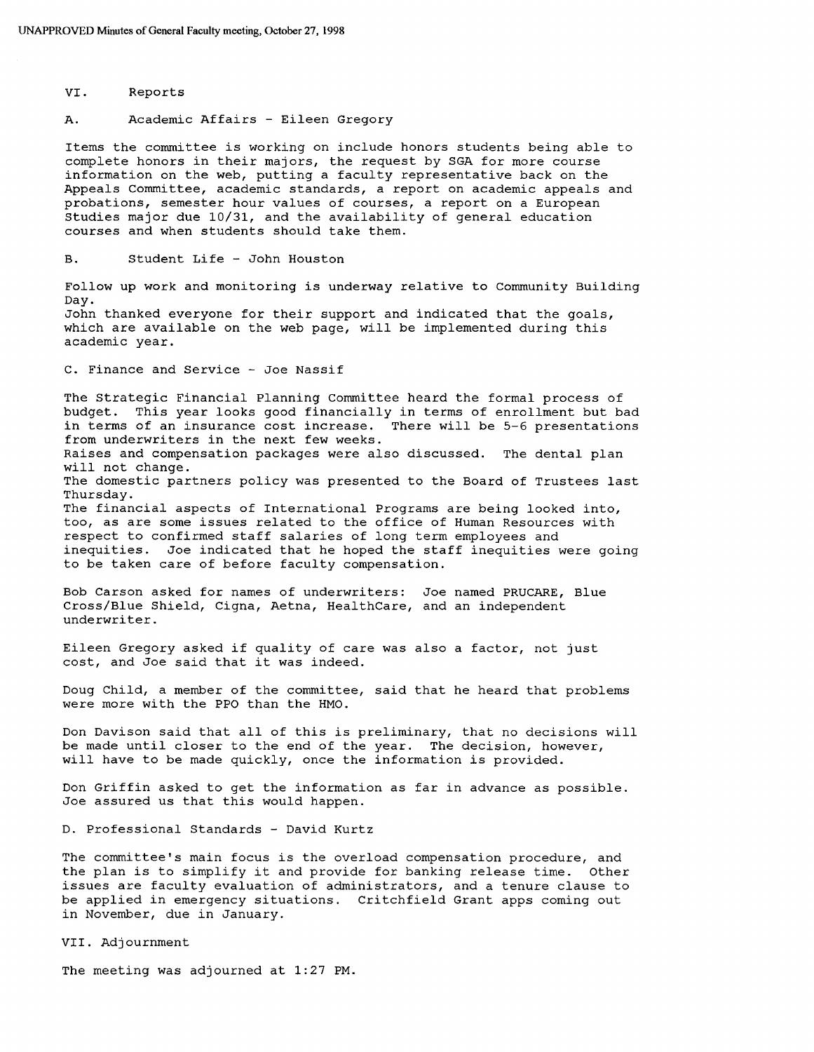## VI. Reports

### A. Academic Affairs - Eileen Gregory

Items the committee is working on include honors students being able to complete honors in their majors, the request by SGA for more course information on the web, putting a faculty representative back on the Appeals Committee, academic standards, a report on academic appeals and probations, semester hour values of courses, a report on a European Studies major due 10/31, and the availability of general education courses and when students should take them.

### B. Student Life - John Houston

Follow up work and monitoring is underway relative to Community Building Day.
John thanked everyone for their support and indicated that the goals, which are available on the web page, will be implemented during this academic year.

### C. Finance and Service - Joe Nassif

The Strategic Financial Planning Committee heard the formal process of budget. This year looks good financially in terms of enrollment but bad in terms of an insurance cost increase. There will be 5-6 presentations from underwriters in the next few weeks.
Raises and compensation packages were also discussed. The dental plan will not change.
The domestic partners policy was presented to the Board of Trustees last Thursday.
The financial aspects of International Programs are being looked into, too, as are some issues related to the office of Human Resources with respect to confirmed staff salaries of long term employees and inequities. Joe indicated that he hoped the staff inequities were going to be taken care of before faculty compensation.

Bob Carson asked for names of underwriters: Joe named PRUCARE, Blue Cross/Blue Shield, Cigna, Aetna, HealthCare, and an independent underwriter.

Eileen Gregory asked if quality of care was also a factor, not just cost, and Joe said that it was indeed.

Doug Child, a member of the committee, said that he heard that problems were more with the PPO than the HMO.

Don Davison said that all of this is preliminary, that no decisions will be made until closer to the end of the year. The decision, however, will have to be made quickly, once the information is provided.

Don Griffin asked to get the information as far in advance as possible. Joe assured us that this would happen.

### D. Professional Standards - David Kurtz

The committee's main focus is the overload compensation procedure, and the plan is to simplify it and provide for banking release time. Other issues are faculty evaluation of administrators, and a tenure clause to be applied in emergency situations. Critchfield Grant apps coming out in November, due in January.

## VII. Adjournment

The meeting was adjourned at 1:27 PM.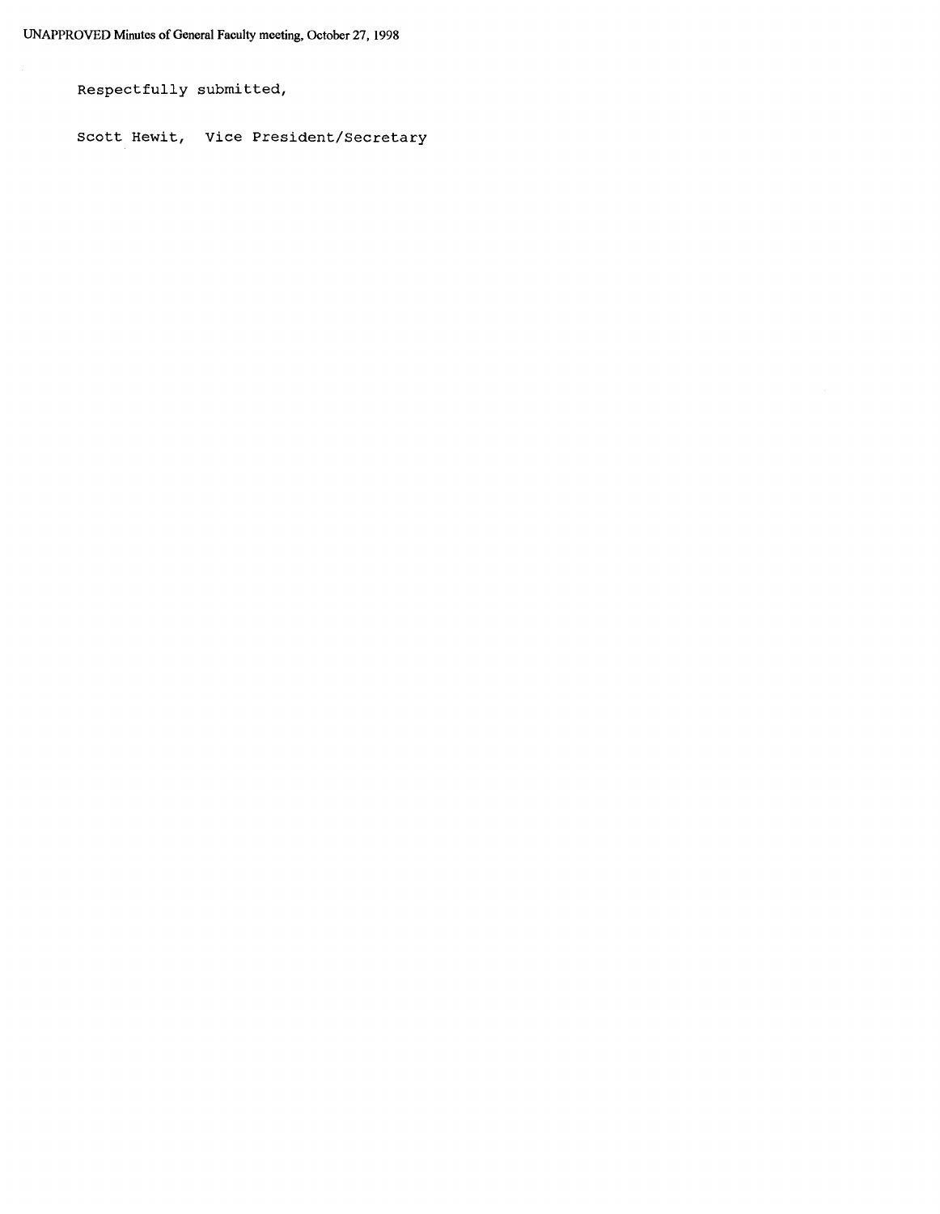Respectfully submitted,

Scott Hewit, Vice President/Secretary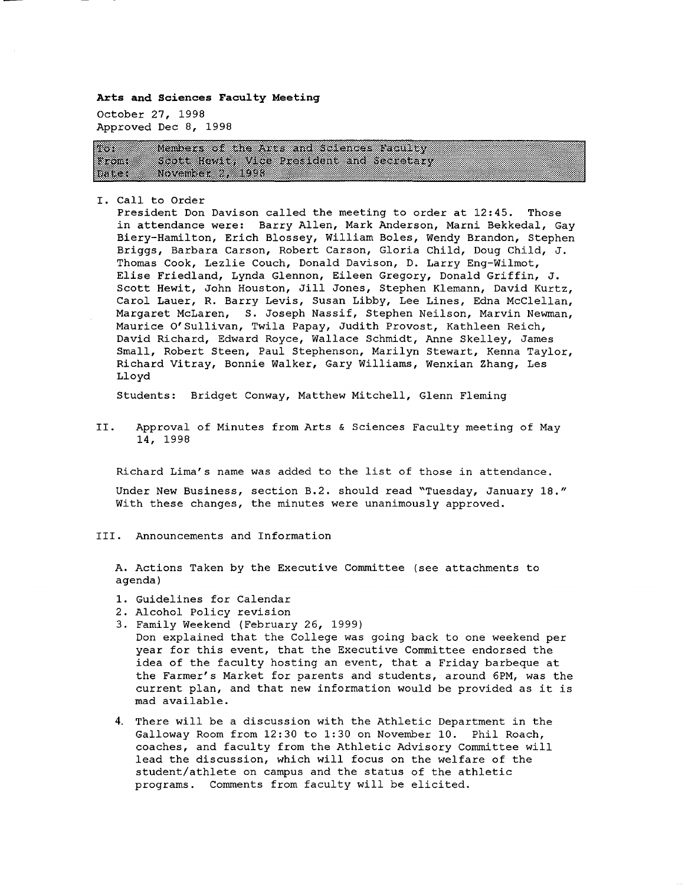**Arts and Sciences Faculty Meeting**

October 27, 1998
Approved Dec 8, 1998

| | |
|---|---|
| To: | Members of the Arts and Sciences Faculty |
| From: | Scott Hewit, Vice President and Secretary |
| Date: | November 2, 1998 |

I. Call to Order

President Don Davison called the meeting to order at 12:45. Those in attendance were: Barry Allen, Mark Anderson, Marni Bekkedal, Gay Biery-Hamilton, Erich Blossey, William Boles, Wendy Brandon, Stephen Briggs, Barbara Carson, Robert Carson, Gloria Child, Doug Child, J. Thomas Cook, Lezlie Couch, Donald Davison, D. Larry Eng-Wilmot, Elise Friedland, Lynda Glennon, Eileen Gregory, Donald Griffin, J. Scott Hewit, John Houston, Jill Jones, Stephen Klemann, David Kurtz, Carol Lauer, R. Barry Levis, Susan Libby, Lee Lines, Edna McClellan, Margaret McLaren, S. Joseph Nassif, Stephen Neilson, Marvin Newman, Maurice O'Sullivan, Twila Papay, Judith Provost, Kathleen Reich, David Richard, Edward Royce, Wallace Schmidt, Anne Skelley, James Small, Robert Steen, Paul Stephenson, Marilyn Stewart, Kenna Taylor, Richard Vitray, Bonnie Walker, Gary Williams, Wenxian Zhang, Les Lloyd

Students: Bridget Conway, Matthew Mitchell, Glenn Fleming

II. Approval of Minutes from Arts & Sciences Faculty meeting of May 14, 1998

Richard Lima's name was added to the list of those in attendance.

Under New Business, section B.2. should read "Tuesday, January 18." With these changes, the minutes were unanimously approved.

III. Announcements and Information

A. Actions Taken by the Executive Committee (see attachments to agenda)

1. Guidelines for Calendar
2. Alcohol Policy revision
3. Family Weekend (February 26, 1999)
   Don explained that the College was going back to one weekend per year for this event, that the Executive Committee endorsed the idea of the faculty hosting an event, that a Friday barbeque at the Farmer's Market for parents and students, around 6PM, was the current plan, and that new information would be provided as it is mad available.
4. There will be a discussion with the Athletic Department in the Galloway Room from 12:30 to 1:30 on November 10. Phil Roach, coaches, and faculty from the Athletic Advisory Committee will lead the discussion, which will focus on the welfare of the student/athlete on campus and the status of the athletic programs. Comments from faculty will be elicited.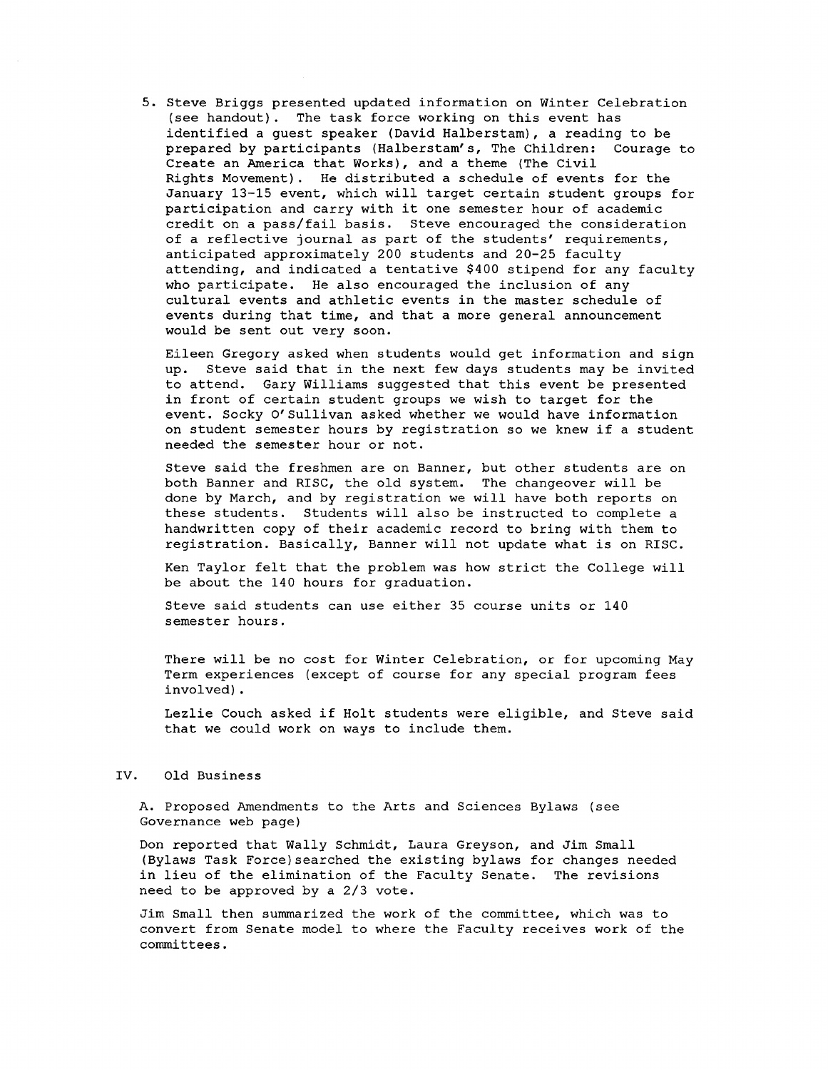5. Steve Briggs presented updated information on Winter Celebration (see handout). The task force working on this event has identified a guest speaker (David Halberstam), a reading to be prepared by participants (Halberstam's, The Children: Courage to Create an America that Works), and a theme (The Civil Rights Movement). He distributed a schedule of events for the January 13-15 event, which will target certain student groups for participation and carry with it one semester hour of academic credit on a pass/fail basis. Steve encouraged the consideration of a reflective journal as part of the students' requirements, anticipated approximately 200 students and 20-25 faculty attending, and indicated a tentative $400 stipend for any faculty who participate. He also encouraged the inclusion of any cultural events and athletic events in the master schedule of events during that time, and that a more general announcement would be sent out very soon.

   Eileen Gregory asked when students would get information and sign up. Steve said that in the next few days students may be invited to attend. Gary Williams suggested that this event be presented in front of certain student groups we wish to target for the event. Socky O'Sullivan asked whether we would have information on student semester hours by registration so we knew if a student needed the semester hour or not.

   Steve said the freshmen are on Banner, but other students are on both Banner and RISC, the old system. The changeover will be done by March, and by registration we will have both reports on these students. Students will also be instructed to complete a handwritten copy of their academic record to bring with them to registration. Basically, Banner will not update what is on RISC.

   Ken Taylor felt that the problem was how strict the College will be about the 140 hours for graduation.

   Steve said students can use either 35 course units or 140 semester hours.

   There will be no cost for Winter Celebration, or for upcoming May Term experiences (except of course for any special program fees involved).

   Lezlie Couch asked if Holt students were eligible, and Steve said that we could work on ways to include them.

## IV. Old Business

A. Proposed Amendments to the Arts and Sciences Bylaws (see Governance web page)

Don reported that Wally Schmidt, Laura Greyson, and Jim Small (Bylaws Task Force) searched the existing bylaws for changes needed in lieu of the elimination of the Faculty Senate. The revisions need to be approved by a 2/3 vote.

Jim Small then summarized the work of the committee, which was to convert from Senate model to where the Faculty receives work of the committees.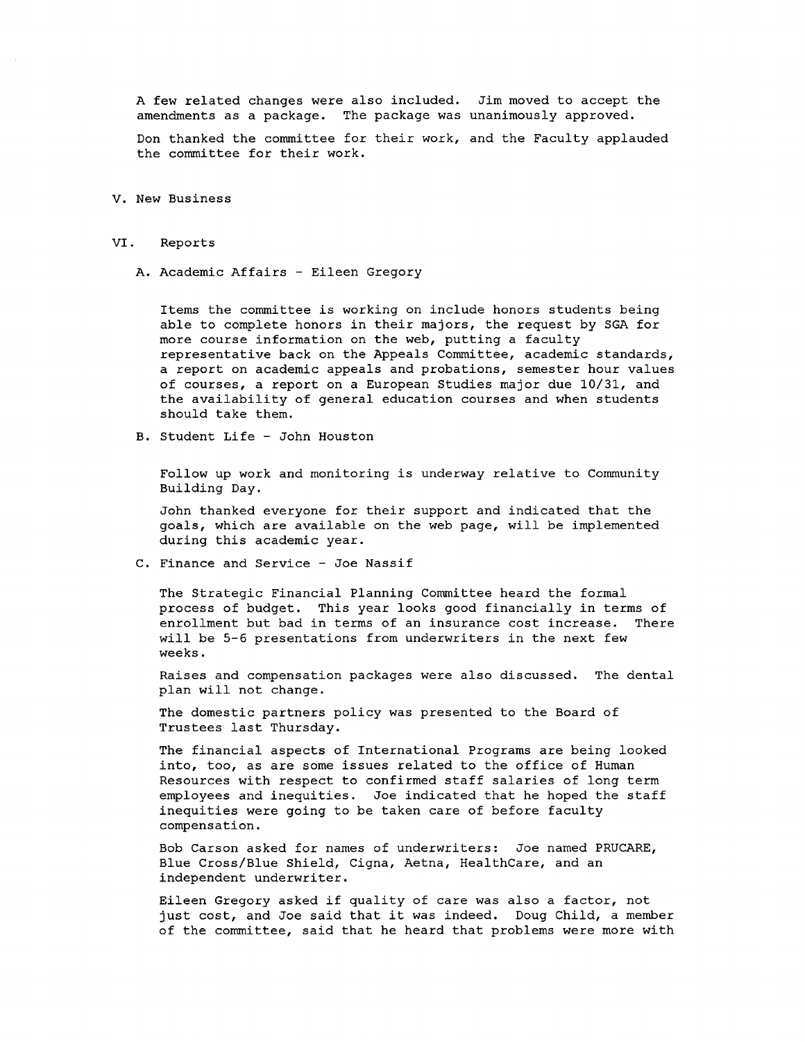A few related changes were also included. Jim moved to accept the amendments as a package. The package was unanimously approved.

Don thanked the committee for their work, and the Faculty applauded the committee for their work.

## V. New Business

## VI. Reports

### A. Academic Affairs - Eileen Gregory

Items the committee is working on include honors students being able to complete honors in their majors, the request by SGA for more course information on the web, putting a faculty representative back on the Appeals Committee, academic standards, a report on academic appeals and probations, semester hour values of courses, a report on a European Studies major due 10/31, and the availability of general education courses and when students should take them.

### B. Student Life - John Houston

Follow up work and monitoring is underway relative to Community Building Day.

John thanked everyone for their support and indicated that the goals, which are available on the web page, will be implemented during this academic year.

### C. Finance and Service - Joe Nassif

The Strategic Financial Planning Committee heard the formal process of budget. This year looks good financially in terms of enrollment but bad in terms of an insurance cost increase. There will be 5-6 presentations from underwriters in the next few weeks.

Raises and compensation packages were also discussed. The dental plan will not change.

The domestic partners policy was presented to the Board of Trustees last Thursday.

The financial aspects of International Programs are being looked into, too, as are some issues related to the office of Human Resources with respect to confirmed staff salaries of long term employees and inequities. Joe indicated that he hoped the staff inequities were going to be taken care of before faculty compensation.

Bob Carson asked for names of underwriters: Joe named PRUCARE, Blue Cross/Blue Shield, Cigna, Aetna, HealthCare, and an independent underwriter.

Eileen Gregory asked if quality of care was also a factor, not just cost, and Joe said that it was indeed. Doug Child, a member of the committee, said that he heard that problems were more with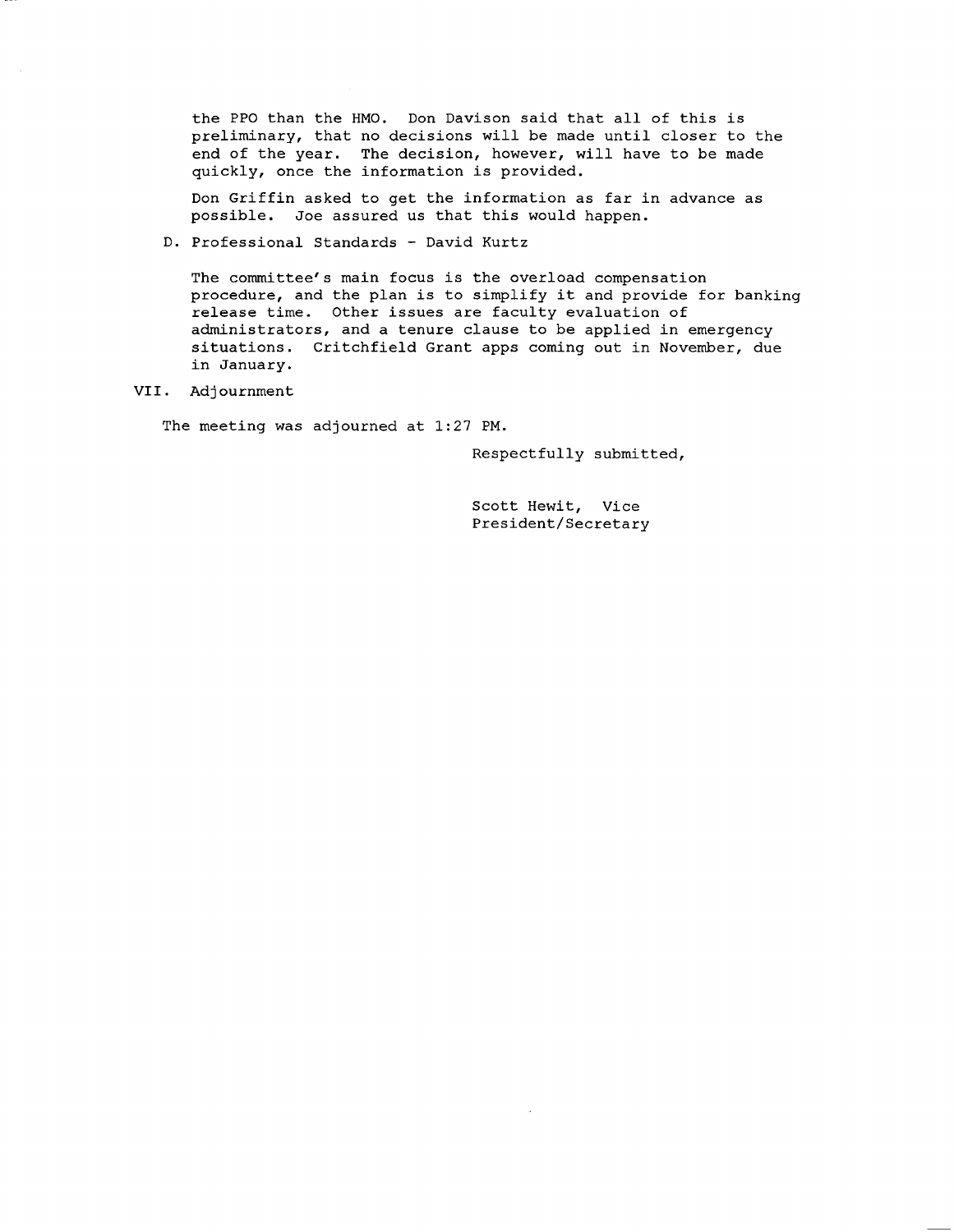the PPO than the HMO. Don Davison said that all of this is preliminary, that no decisions will be made until closer to the end of the year. The decision, however, will have to be made quickly, once the information is provided.

Don Griffin asked to get the information as far in advance as possible. Joe assured us that this would happen.

D. Professional Standards - David Kurtz

The committee's main focus is the overload compensation procedure, and the plan is to simplify it and provide for banking release time. Other issues are faculty evaluation of administrators, and a tenure clause to be applied in emergency situations. Critchfield Grant apps coming out in November, due in January.

VII. Adjournment

The meeting was adjourned at 1:27 PM.

Respectfully submitted,

Scott Hewit, Vice President/Secretary